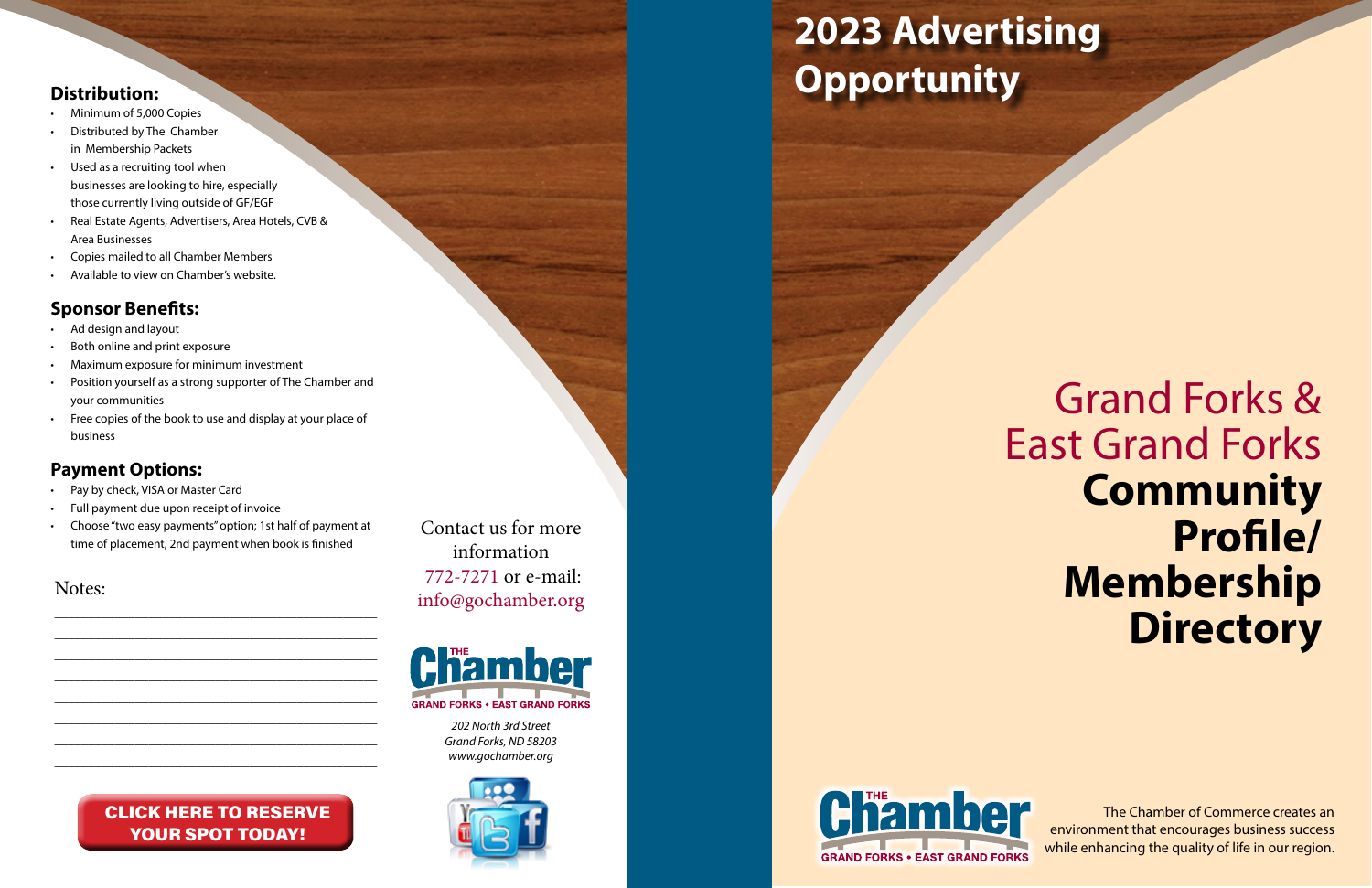## Distribution:

- Minimum of 5,000 Copies
- Distributed by The Chamber in Membership Packets
- Used as a recruiting tool when businesses are looking to hire, especially those currently living outside of GF/EGF
- Real Estate Agents, Advertisers, Area Hotels, CVB & Area Businesses
- Copies mailed to all Chamber Members
- Available to view on Chamber's website.

## Sponsor Benefits:

- Ad design and layout
- Both online and print exposure
- Maximum exposure for minimum investment
- Position yourself as a strong supporter of The Chamber and your communities
- Free copies of the book to use and display at your place of business

## Payment Options:

- Pay by check, VISA or Master Card
- Full payment due upon receipt of invoice
- Choose "two easy payments" option; 1st half of payment at time of placement, 2nd payment when book is finished

Notes:

\_\_\_\_\_\_\_\_\_\_\_\_\_\_\_\_\_\_\_\_\_\_\_\_\_\_\_\_\_\_\_\_\_\_\_\_\_\_\_\_

\_\_\_\_\_\_\_\_\_\_\_\_\_\_\_\_\_\_\_\_\_\_\_\_\_\_\_\_\_\_\_\_\_\_\_\_\_\_\_\_

\_\_\_\_\_\_\_\_\_\_\_\_\_\_\_\_\_\_\_\_\_\_\_\_\_\_\_\_\_\_\_\_\_\_\_\_\_\_\_\_

\_\_\_\_\_\_\_\_\_\_\_\_\_\_\_\_\_\_\_\_\_\_\_\_\_\_\_\_\_\_\_\_\_\_\_\_\_\_\_\_

\_\_\_\_\_\_\_\_\_\_\_\_\_\_\_\_\_\_\_\_\_\_\_\_\_\_\_\_\_\_\_\_\_\_\_\_\_\_\_\_

\_\_\_\_\_\_\_\_\_\_\_\_\_\_\_\_\_\_\_\_\_\_\_\_\_\_\_\_\_\_\_\_\_\_\_\_\_\_\_\_

\_\_\_\_\_\_\_\_\_\_\_\_\_\_\_\_\_\_\_\_\_\_\_\_\_\_\_\_\_\_\_\_\_\_\_\_\_\_\_\_

\_\_\_\_\_\_\_\_\_\_\_\_\_\_\_\_\_\_\_\_\_\_\_\_\_\_\_\_\_\_\_\_\_\_\_\_\_\_\_\_

**CLICK HERE TO RESERVE YOUR SPOT TODAY!**

Contact us for more information
772-7271 or e-mail:
info@gochamber.org

THE Chamber
GRAND FORKS • EAST GRAND FORKS

*202 North 3rd Street*
*Grand Forks, ND 58203*
*www.gochamber.org*

# 2023 Advertising Opportunity

# Grand Forks & East Grand Forks **Community Profile/ Membership Directory**

THE Chamber
GRAND FORKS • EAST GRAND FORKS

The Chamber of Commerce creates an environment that encourages business success while enhancing the quality of life in our region.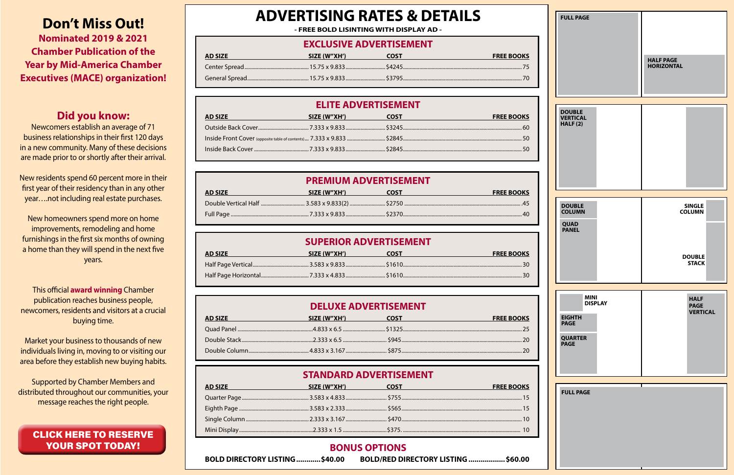# Don't Miss Out!

**Nominated 2019 & 2021 Chamber Publication of the Year by Mid-America Chamber Executives (MACE) organization!**

## Did you know:

Newcomers establish an average of 71 business relationships in their first 120 days in a new community. Many of these decisions are made prior to or shortly after their arrival.

New residents spend 60 percent more in their first year of their residency than in any other year….not including real estate purchases.

New homeowners spend more on home improvements, remodeling and home furnishings in the first six months of owning a home than they will spend in the next five years.

This official **award winning** Chamber publication reaches business people, newcomers, residents and visitors at a crucial buying time.

Market your business to thousands of new individuals living in, moving to or visiting our area before they establish new buying habits.

Supported by Chamber Members and distributed throughout our communities, your message reaches the right people.

**CLICK HERE TO RESERVE YOUR SPOT TODAY!**

# ADVERTISING RATES & DETAILS

**- FREE BOLD LISINTING WITH DISPLAY AD -**

## EXCLUSIVE ADVERTISEMENT

| AD SIZE | SIZE (W"XH') | COST | FREE BOOKS |
|---|---|---|---|
| Center Spread | 15.75 x 9.833 | $4245 | 75 |
| General Spread | 15.75 x 9.833 | $3795 | 70 |

## ELITE ADVERTISEMENT

| AD SIZE | SIZE (W"XH') | COST | FREE BOOKS |
|---|---|---|---|
| Outside Back Cover | 7.333 x 9.833 | $3245 | 60 |
| Inside Front Cover (opposite table of contents) | 7.333 x 9.833 | $2845 | 50 |
| Inside Back Cover | 7.333 x 9.833 | $2845 | 50 |

## PREMIUM ADVERTISEMENT

| AD SIZE | SIZE (W"XH') | COST | FREE BOOKS |
|---|---|---|---|
| Double Vertical Half | 3.583 x 9.833(2) | $2750 | 45 |
| Full Page | 7.333 x 9.833 | $2370 | 40 |

## SUPERIOR ADVERTISEMENT

| AD SIZE | SIZE (W"XH') | COST | FREE BOOKS |
|---|---|---|---|
| Half Page Vertical | 3.583 x 9.833 | $1610 | 30 |
| Half Page Horizontal | 7.333 x 4.833 | $1610 | 30 |

## DELUXE ADVERTISEMENT

| AD SIZE | SIZE (W"XH') | COST | FREE BOOKS |
|---|---|---|---|
| Quad Panel | 4.833 x 6.5 | $1325 | 25 |
| Double Stack | 2.333 x 6.5 | $945 | 20 |
| Double Column | 4.833 x 3.167 | $875 | 20 |

## STANDARD ADVERTISEMENT

| AD SIZE | SIZE (W"XH') | COST | FREE BOOKS |
|---|---|---|---|
| Quarter Page | 3.583 x 4.833 | $755 | 15 |
| Eighth Page | 3.583 x 2.333 | $565 | 15 |
| Single Column | 2.333 x 3.167 | $470 | 10 |
| Mini Display | 2.333 x 1.5 | $375. | 10 |

## BONUS OPTIONS

**BOLD DIRECTORY LISTING............$40.00** **BOLD/RED DIRECTORY LISTING..................$60.00**

FULL PAGE

HALF PAGE HORIZONTAL

DOUBLE VERTICAL HALF (2)

DOUBLE COLUMN

QUAD PANEL

SINGLE COLUMN

DOUBLE STACK

MINI DISPLAY

EIGHTH PAGE

QUARTER PAGE

HALF PAGE VERTICAL

FULL PAGE